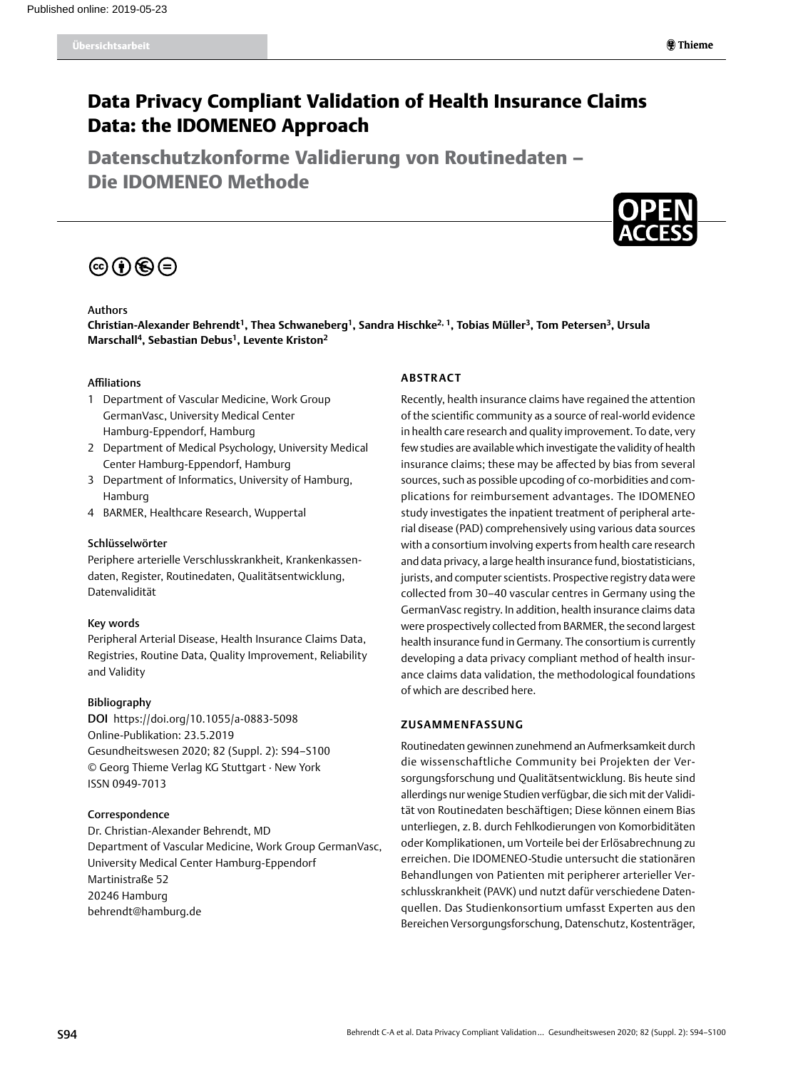Übersichtsarbeit

# Data Privacy Compliant Validation of Health Insurance Claims Data: the IDOMENEO Approach

## Datenschutzkonforme Validierung von Routinedaten – Die IDOMENEO Methode

Authors

**Christian-Alexander Behrendt[1], Thea Schwaneberg[1], Sandra Hischke[2, 1], Tobias Müller[3], Tom Petersen[3], Ursula Marschall[4], Sebastian Debus[1], Levente Kriston[2]**

Affiliations

1. Department of Vascular Medicine, Work Group GermanVasc, University Medical Center Hamburg-Eppendorf, Hamburg
2. Department of Medical Psychology, University Medical Center Hamburg-Eppendorf, Hamburg
3. Department of Informatics, University of Hamburg, Hamburg
4. BARMER, Healthcare Research, Wuppertal

Schlüsselwörter

Periphere arterielle Verschlusskrankheit, Krankenkassendaten, Register, Routinedaten, Qualitätsentwicklung, Datenvalidität

Key words

Peripheral Arterial Disease, Health Insurance Claims Data, Registries, Routine Data, Quality Improvement, Reliability and Validity

Bibliography

**DOI** https://doi.org/10.1055/a-0883-5098
Online-Publikation: 23.5.2019
Gesundheitswesen 2020; 82 (Suppl. 2): S94–S100
© Georg Thieme Verlag KG Stuttgart · New York
ISSN 0949-7013

Correspondence

Dr. Christian-Alexander Behrendt, MD
Department of Vascular Medicine, Work Group GermanVasc,
University Medical Center Hamburg-Eppendorf
Martinistraße 52
20246 Hamburg
behrendt@hamburg.de

### ABSTRACT

Recently, health insurance claims have regained the attention of the scientific community as a source of real-world evidence in health care research and quality improvement. To date, very few studies are available which investigate the validity of health insurance claims; these may be affected by bias from several sources, such as possible upcoding of co-morbidities and complications for reimbursement advantages. The IDOMENEO study investigates the inpatient treatment of peripheral arterial disease (PAD) comprehensively using various data sources with a consortium involving experts from health care research and data privacy, a large health insurance fund, biostatisticians, jurists, and computer scientists. Prospective registry data were collected from 30–40 vascular centres in Germany using the GermanVasc registry. In addition, health insurance claims data were prospectively collected from BARMER, the second largest health insurance fund in Germany. The consortium is currently developing a data privacy compliant method of health insurance claims data validation, the methodological foundations of which are described here.

### ZUSAMMENFASSUNG

Routinedaten gewinnen zunehmend an Aufmerksamkeit durch die wissenschaftliche Community bei Projekten der Versorgungsforschung und Qualitätsentwicklung. Bis heute sind allerdings nur wenige Studien verfügbar, die sich mit der Validität von Routinedaten beschäftigen; Diese können einem Bias unterliegen, z. B. durch Fehlkodierungen von Komorbiditäten oder Komplikationen, um Vorteile bei der Erlösabrechnung zu erreichen. Die IDOMENEO-Studie untersucht die stationären Behandlungen von Patienten mit peripherer arterieller Verschlusskrankheit (PAVK) und nutzt dafür verschiedene Datenquellen. Das Studienkonsortium umfasst Experten aus den Bereichen Versorgungsforschung, Datenschutz, Kostenträger,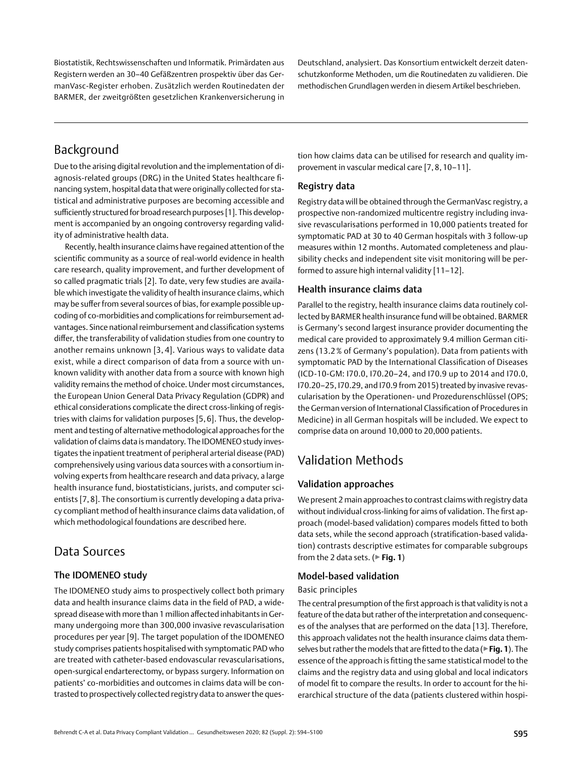Biostatistik, Rechtswissenschaften und Informatik. Primärdaten aus Registern werden an 30–40 Gefäßzentren prospektiv über das GermanVasc-Register erhoben. Zusätzlich werden Routinedaten der BARMER, der zweitgrößten gesetzlichen Krankenversicherung in Deutschland, analysiert. Das Konsortium entwickelt derzeit datenschutzkonforme Methoden, um die Routinedaten zu validieren. Die methodischen Grundlagen werden in diesem Artikel beschrieben.

## Background

Due to the arising digital revolution and the implementation of diagnosis-related groups (DRG) in the United States healthcare financing system, hospital data that were originally collected for statistical and administrative purposes are becoming accessible and sufficiently structured for broad research purposes [1]. This development is accompanied by an ongoing controversy regarding validity of administrative health data.

Recently, health insurance claims have regained attention of the scientific community as a source of real-world evidence in health care research, quality improvement, and further development of so called pragmatic trials [2]. To date, very few studies are available which investigate the validity of health insurance claims, which may be suffer from several sources of bias, for example possible upcoding of co-morbidities and complications for reimbursement advantages. Since national reimbursement and classification systems differ, the transferability of validation studies from one country to another remains unknown [3, 4]. Various ways to validate data exist, while a direct comparison of data from a source with unknown validity with another data from a source with known high validity remains the method of choice. Under most circumstances, the European Union General Data Privacy Regulation (GDPR) and ethical considerations complicate the direct cross-linking of registries with claims for validation purposes [5, 6]. Thus, the development and testing of alternative methodological approaches for the validation of claims data is mandatory. The IDOMENEO study investigates the inpatient treatment of peripheral arterial disease (PAD) comprehensively using various data sources with a consortium involving experts from healthcare research and data privacy, a large health insurance fund, biostatisticians, jurists, and computer scientists [7, 8]. The consortium is currently developing a data privacy compliant method of health insurance claims data validation, of which methodological foundations are described here.

## Data Sources

### The IDOMENEO study

The IDOMENEO study aims to prospectively collect both primary data and health insurance claims data in the field of PAD, a widespread disease with more than 1 million affected inhabitants in Germany undergoing more than 300,000 invasive revascularisation procedures per year [9]. The target population of the IDOMENEO study comprises patients hospitalised with symptomatic PAD who are treated with catheter-based endovascular revascularisations, open-surgical endarterectomy, or bypass surgery. Information on patients' co-morbidities and outcomes in claims data will be contrasted to prospectively collected registry data to answer the question how claims data can be utilised for research and quality improvement in vascular medical care [7, 8, 10–11].

### Registry data

Registry data will be obtained through the GermanVasc registry, a prospective non-randomized multicentre registry including invasive revascularisations performed in 10,000 patients treated for symptomatic PAD at 30 to 40 German hospitals with 3 follow-up measures within 12 months. Automated completeness and plausibility checks and independent site visit monitoring will be performed to assure high internal validity [11–12].

### Health insurance claims data

Parallel to the registry, health insurance claims data routinely collected by BARMER health insurance fund will be obtained. BARMER is Germany's second largest insurance provider documenting the medical care provided to approximately 9.4 million German citizens (13.2 % of Germany's population). Data from patients with symptomatic PAD by the International Classification of Diseases (ICD-10-GM: I70.0, I70.20–24, and I70.9 up to 2014 and I70.0, I70.20–25, I70.29, and I70.9 from 2015) treated by invasive revascularisation by the Operationen- und Prozedurenschlüssel (OPS; the German version of International Classification of Procedures in Medicine) in all German hospitals will be included. We expect to comprise data on around 10,000 to 20,000 patients.

## Validation Methods

### Validation approaches

We present 2 main approaches to contrast claims with registry data without individual cross-linking for aims of validation. The first approach (model-based validation) compares models fitted to both data sets, while the second approach (stratification-based validation) contrasts descriptive estimates for comparable subgroups from the 2 data sets. (▶ **Fig. 1**)

### Model-based validation

Basic principles

The central presumption of the first approach is that validity is not a feature of the data but rather of the interpretation and consequences of the analyses that are performed on the data [13]. Therefore, this approach validates not the health insurance claims data themselves but rather the models that are fitted to the data (▶ **Fig. 1**). The essence of the approach is fitting the same statistical model to the claims and the registry data and using global and local indicators of model fit to compare the results. In order to account for the hierarchical structure of the data (patients clustered within hospi-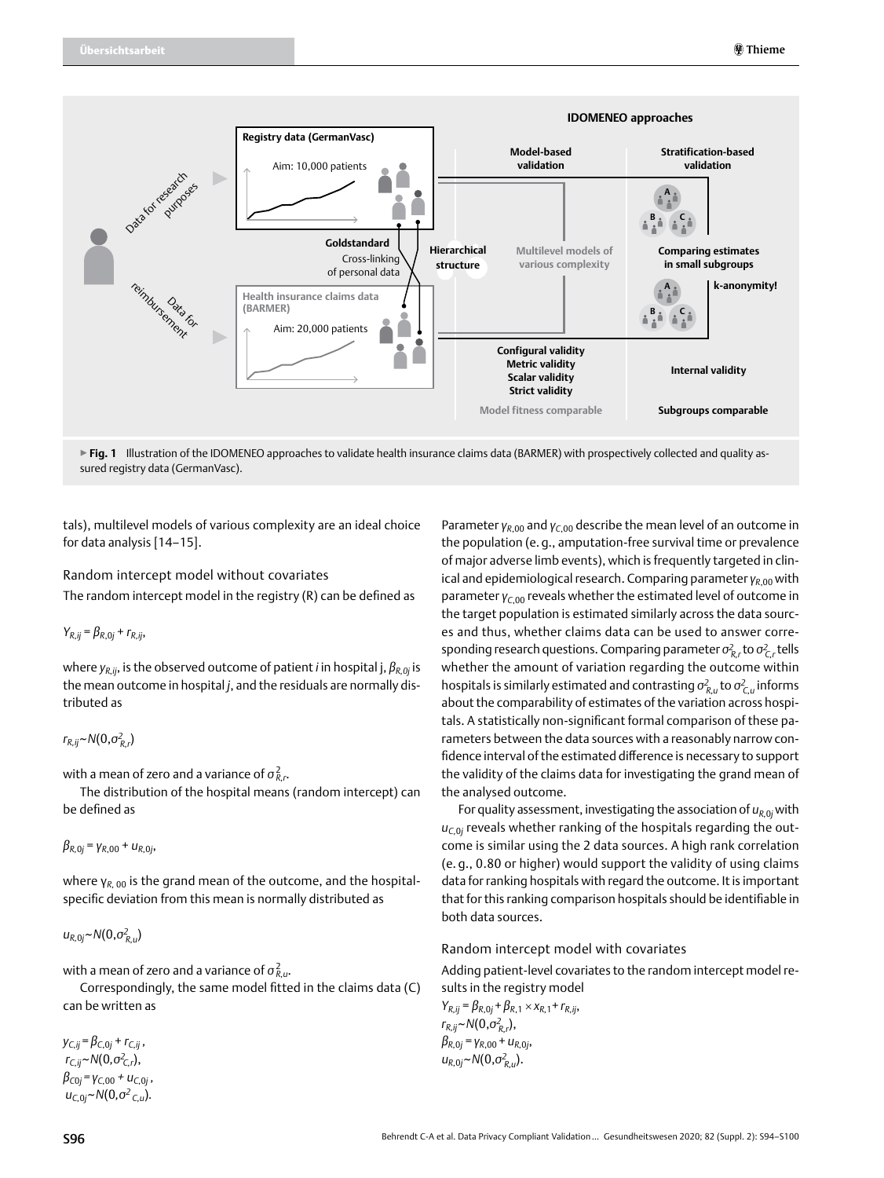▶ **Fig. 1** Illustration of the IDOMENEO approaches to validate health insurance claims data (BARMER) with prospectively collected and quality assured registry data (GermanVasc).

tals), multilevel models of various complexity are an ideal choice for data analysis [14–15].

### Random intercept model without covariates

The random intercept model in the registry (R) can be defined as

$$Y_{R,ij} = \beta_{R,0j} + r_{R,ij},$$

where $y_{R,ij}$, is the observed outcome of patient $i$ in hospital j, $\beta_{R,0j}$ is the mean outcome in hospital $j$, and the residuals are normally distributed as

$$r_{R,ij} \sim N(0,\sigma^2_{R,r})$$

with a mean of zero and a variance of $\sigma^2_{R,r}$.

The distribution of the hospital means (random intercept) can be defined as

$$\beta_{R,0j} = \gamma_{R,00} + u_{R,0j},$$

where $\gamma_{R,00}$ is the grand mean of the outcome, and the hospital-specific deviation from this mean is normally distributed as

$$u_{R,0j} \sim N(0,\sigma^2_{R,u})$$

with a mean of zero and a variance of $\sigma^2_{R,u}$.

Correspondingly, the same model fitted in the claims data (C) can be written as

$$y_{C,ij} = \beta_{C,0j} + r_{C,ij},$$
$$r_{C,ij} \sim N(0,\sigma^2_{C,r}),$$
$$\beta_{C0j} = \gamma_{C,00} + u_{C,0j},$$
$$u_{C,0j} \sim N(0,\sigma^2_{C,u}).$$

Parameter $\gamma_{R,00}$ and $\gamma_{C,00}$ describe the mean level of an outcome in the population (e. g., amputation-free survival time or prevalence of major adverse limb events), which is frequently targeted in clinical and epidemiological research. Comparing parameter $\gamma_{R,00}$ with parameter $\gamma_{C,00}$ reveals whether the estimated level of outcome in the target population is estimated similarly across the data sources and thus, whether claims data can be used to answer corresponding research questions. Comparing parameter $\sigma^2_{R,r}$ to $\sigma^2_{C,r}$ tells whether the amount of variation regarding the outcome within hospitals is similarly estimated and contrasting $\sigma^2_{R,u}$ to $\sigma^2_{C,u}$ informs about the comparability of estimates of the variation across hospitals. A statistically non-significant formal comparison of these parameters between the data sources with a reasonably narrow confidence interval of the estimated difference is necessary to support the validity of the claims data for investigating the grand mean of the analysed outcome.

For quality assessment, investigating the association of $u_{R,0j}$ with $u_{C,0j}$ reveals whether ranking of the hospitals regarding the outcome is similar using the 2 data sources. A high rank correlation (e. g., 0.80 or higher) would support the validity of using claims data for ranking hospitals with regard the outcome. It is important that for this ranking comparison hospitals should be identifiable in both data sources.

### Random intercept model with covariates

Adding patient-level covariates to the random intercept model results in the registry model

$$Y_{R,ij} = \beta_{R,0j} + \beta_{R,1} \times x_{R,1} + r_{R,ij},$$
$$r_{R,ij} \sim N(0,\sigma^2_{R,r}),$$
$$\beta_{R,0j} = \gamma_{R,00} + u_{R,0j},$$
$$u_{R,0j} \sim N(0,\sigma^2_{R,u}).$$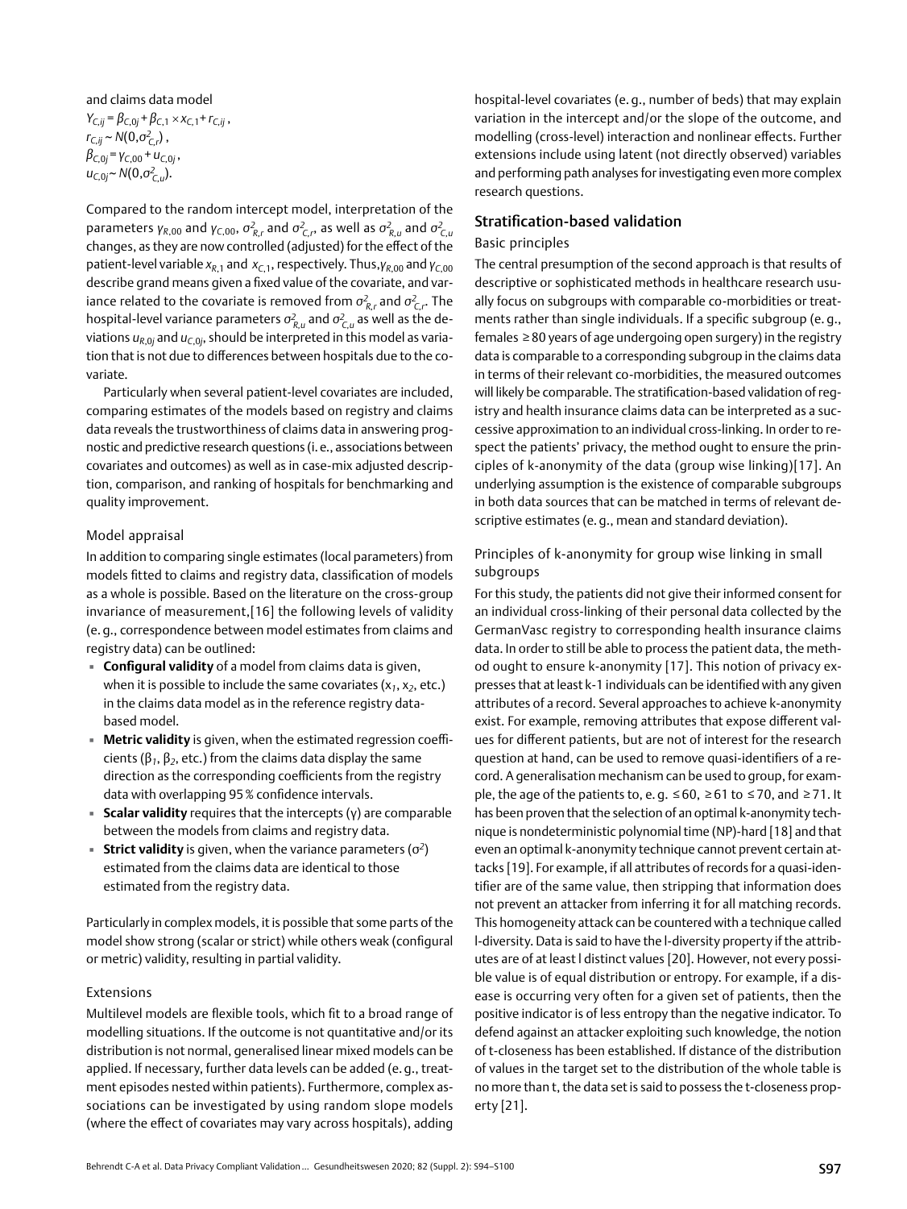and claims data model

$$Y_{C,ij} = \beta_{C,0j} + \beta_{C,1} \times x_{C,1} + r_{C,ij}\,,$$
$$r_{C,ij} \sim N(0,\sigma^2_{C,r})\,,$$
$$\beta_{C,0j} = \gamma_{C,00} + u_{C,0j}\,,$$
$$u_{C,0j} \sim N(0,\sigma^2_{C,u}).$$

Compared to the random intercept model, interpretation of the parameters $\gamma_{R,00}$ and $\gamma_{C,00}$, $\sigma^2_{R,r}$ and $\sigma^2_{C,r}$, as well as $\sigma^2_{R,u}$ and $\sigma^2_{C,u}$ changes, as they are now controlled (adjusted) for the effect of the patient-level variable $x_{R,1}$ and $x_{C,1}$, respectively. Thus, $\gamma_{R,00}$ and $\gamma_{C,00}$ describe grand means given a fixed value of the covariate, and variance related to the covariate is removed from $\sigma^2_{R,r}$ and $\sigma^2_{C,r}$. The hospital-level variance parameters $\sigma^2_{R,u}$ and $\sigma^2_{C,u}$ as well as the deviations $u_{R,0j}$ and $u_{C,0j}$, should be interpreted in this model as variation that is not due to differences between hospitals due to the covariate.

Particularly when several patient-level covariates are included, comparing estimates of the models based on registry and claims data reveals the trustworthiness of claims data in answering prognostic and predictive research questions (i. e., associations between covariates and outcomes) as well as in case-mix adjusted description, comparison, and ranking of hospitals for benchmarking and quality improvement.

### Model appraisal

In addition to comparing single estimates (local parameters) from models fitted to claims and registry data, classification of models as a whole is possible. Based on the literature on the cross-group invariance of measurement,[16] the following levels of validity (e. g., correspondence between model estimates from claims and registry data) can be outlined:

- **Configural validity** of a model from claims data is given, when it is possible to include the same covariates ($x_1$, $x_2$, etc.) in the claims data model as in the reference registry data-based model.
- **Metric validity** is given, when the estimated regression coefficients ($\beta_1$, $\beta_2$, etc.) from the claims data display the same direction as the corresponding coefficients from the registry data with overlapping 95 % confidence intervals.
- **Scalar validity** requires that the intercepts ($\gamma$) are comparable between the models from claims and registry data.
- **Strict validity** is given, when the variance parameters ($\sigma^2$) estimated from the claims data are identical to those estimated from the registry data.

Particularly in complex models, it is possible that some parts of the model show strong (scalar or strict) while others weak (configural or metric) validity, resulting in partial validity.

### Extensions

Multilevel models are flexible tools, which fit to a broad range of modelling situations. If the outcome is not quantitative and/or its distribution is not normal, generalised linear mixed models can be applied. If necessary, further data levels can be added (e. g., treatment episodes nested within patients). Furthermore, complex associations can be investigated by using random slope models (where the effect of covariates may vary across hospitals), adding hospital-level covariates (e. g., number of beds) that may explain variation in the intercept and/or the slope of the outcome, and modelling (cross-level) interaction and nonlinear effects. Further extensions include using latent (not directly observed) variables and performing path analyses for investigating even more complex research questions.

## Stratification-based validation

### Basic principles

The central presumption of the second approach is that results of descriptive or sophisticated methods in healthcare research usually focus on subgroups with comparable co-morbidities or treatments rather than single individuals. If a specific subgroup (e. g., females ≥ 80 years of age undergoing open surgery) in the registry data is comparable to a corresponding subgroup in the claims data in terms of their relevant co-morbidities, the measured outcomes will likely be comparable. The stratification-based validation of registry and health insurance claims data can be interpreted as a successive approximation to an individual cross-linking. In order to respect the patients' privacy, the method ought to ensure the principles of k-anonymity of the data (group wise linking)[17]. An underlying assumption is the existence of comparable subgroups in both data sources that can be matched in terms of relevant descriptive estimates (e. g., mean and standard deviation).

### Principles of k-anonymity for group wise linking in small subgroups

For this study, the patients did not give their informed consent for an individual cross-linking of their personal data collected by the GermanVasc registry to corresponding health insurance claims data. In order to still be able to process the patient data, the method ought to ensure k-anonymity [17]. This notion of privacy expresses that at least k-1 individuals can be identified with any given attributes of a record. Several approaches to achieve k-anonymity exist. For example, removing attributes that expose different values for different patients, but are not of interest for the research question at hand, can be used to remove quasi-identifiers of a record. A generalisation mechanism can be used to group, for example, the age of the patients to, e. g. ≤ 60, ≥ 61 to ≤ 70, and ≥ 71. It has been proven that the selection of an optimal k-anonymity technique is nondeterministic polynomial time (NP)-hard [18] and that even an optimal k-anonymity technique cannot prevent certain attacks [19]. For example, if all attributes of records for a quasi-identifier are of the same value, then stripping that information does not prevent an attacker from inferring it for all matching records. This homogeneity attack can be countered with a technique called l-diversity. Data is said to have the l-diversity property if the attributes are of at least l distinct values [20]. However, not every possible value is of equal distribution or entropy. For example, if a disease is occurring very often for a given set of patients, then the positive indicator is of less entropy than the negative indicator. To defend against an attacker exploiting such knowledge, the notion of t-closeness has been established. If distance of the distribution of values in the target set to the distribution of the whole table is no more than t, the data set is said to possess the t-closeness property [21].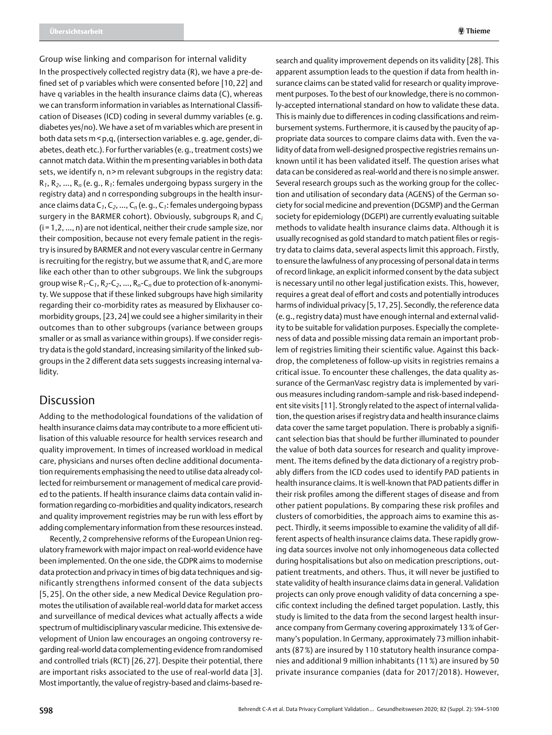### Group wise linking and comparison for internal validity

In the prospectively collected registry data (R), we have a pre-defined set of p variables which were consented before [10, 22] and have q variables in the health insurance claims data (C), whereas we can transform information in variables as International Classification of Diseases (ICD) coding in several dummy variables (e. g. diabetes yes/no). We have a set of m variables which are present in both data sets $m < p,q$, (intersection variables e. g. age, gender, diabetes, death etc.). For further variables (e. g., treatment costs) we cannot match data. Within the m presenting variables in both data sets, we identify n, $n > m$ relevant subgroups in the registry data: $R_1$, $R_2$, ..., $R_n$ (e. g., $R_1$: females undergoing bypass surgery in the registry data) and n corresponding subgroups in the health insurance claims data $C_1$, $C_2$, ..., $C_n$ (e. g., $C_1$: females undergoing bypass surgery in the BARMER cohort). Obviously, subgroups $R_i$ and $C_i$ ($i = 1,2, ..., n$) are not identical, neither their crude sample size, nor their composition, because not every female patient in the registry is insured by BARMER and not every vascular centre in Germany is recruiting for the registry, but we assume that $R_i$ and $C_i$ are more like each other than to other subgroups. We link the subgroups group wise $R_1$-$C_1$, $R_2$-$C_2$, ..., $R_n$-$C_n$ due to protection of k-anonymity. We suppose that if these linked subgroups have high similarity regarding their co-morbidity rates as measured by Elixhauser comorbidity groups, [23, 24] we could see a higher similarity in their outcomes than to other subgroups (variance between groups smaller or as small as variance within groups). If we consider registry data is the gold standard, increasing similarity of the linked subgroups in the 2 different data sets suggests increasing internal validity.

## Discussion

Adding to the methodological foundations of the validation of health insurance claims data may contribute to a more efficient utilisation of this valuable resource for health services research and quality improvement. In times of increased workload in medical care, physicians and nurses often decline additional documentation requirements emphasising the need to utilise data already collected for reimbursement or management of medical care provided to the patients. If health insurance claims data contain valid information regarding co-morbidities and quality indicators, research and quality improvement registries may be run with less effort by adding complementary information from these resources instead.

Recently, 2 comprehensive reforms of the European Union regulatory framework with major impact on real-world evidence have been implemented. On the one side, the GDPR aims to modernise data protection and privacy in times of big data techniques and significantly strengthens informed consent of the data subjects [5, 25]. On the other side, a new Medical Device Regulation promotes the utilisation of available real-world data for market access and surveillance of medical devices what actually affects a wide spectrum of multidisciplinary vascular medicine. This extensive development of Union law encourages an ongoing controversy regarding real-world data complementing evidence from randomised and controlled trials (RCT) [26, 27]. Despite their potential, there are important risks associated to the use of real-world data [3]. Most importantly, the value of registry-based and claims-based research and quality improvement depends on its validity [28]. This apparent assumption leads to the question if data from health insurance claims can be stated valid for research or quality improvement purposes. To the best of our knowledge, there is no commonly-accepted international standard on how to validate these data. This is mainly due to differences in coding classifications and reimbursement systems. Furthermore, it is caused by the paucity of appropriate data sources to compare claims data with. Even the validity of data from well-designed prospective registries remains unknown until it has been validated itself. The question arises what data can be considered as real-world and there is no simple answer. Several research groups such as the working group for the collection and utilisation of secondary data (AGENS) of the German society for social medicine and prevention (DGSMP) and the German society for epidemiology (DGEPI) are currently evaluating suitable methods to validate health insurance claims data. Although it is usually recognised as gold standard to match patient files or registry data to claims data, several aspects limit this approach. Firstly, to ensure the lawfulness of any processing of personal data in terms of record linkage, an explicit informed consent by the data subject is necessary until no other legal justification exists. This, however, requires a great deal of effort and costs and potentially introduces harms of individual privacy [5, 17, 25]. Secondly, the reference data (e. g., registry data) must have enough internal and external validity to be suitable for validation purposes. Especially the completeness of data and possible missing data remain an important problem of registries limiting their scientific value. Against this backdrop, the completeness of follow-up visits in registries remains a critical issue. To encounter these challenges, the data quality assurance of the GermanVasc registry data is implemented by various measures including random-sample and risk-based independent site visits [11]. Strongly related to the aspect of internal validation, the question arises if registry data and health insurance claims data cover the same target population. There is probably a significant selection bias that should be further illuminated to pounder the value of both data sources for research and quality improvement. The items defined by the data dictionary of a registry probably differs from the ICD codes used to identify PAD patients in health insurance claims. It is well-known that PAD patients differ in their risk profiles among the different stages of disease and from other patient populations. By comparing these risk profiles and clusters of comorbidities, the approach aims to examine this aspect. Thirdly, it seems impossible to examine the validity of all different aspects of health insurance claims data. These rapidly growing data sources involve not only inhomogeneous data collected during hospitalisations but also on medication prescriptions, outpatient treatments, and others. Thus, it will never be justified to state validity of health insurance claims data in general. Validation projects can only prove enough validity of data concerning a specific context including the defined target population. Lastly, this study is limited to the data from the second largest health insurance company from Germany covering approximately 13 % of Germany's population. In Germany, approximately 73 million inhabitants (87 %) are insured by 110 statutory health insurance companies and additional 9 million inhabitants (11 %) are insured by 50 private insurance companies (data for 2017/2018). However,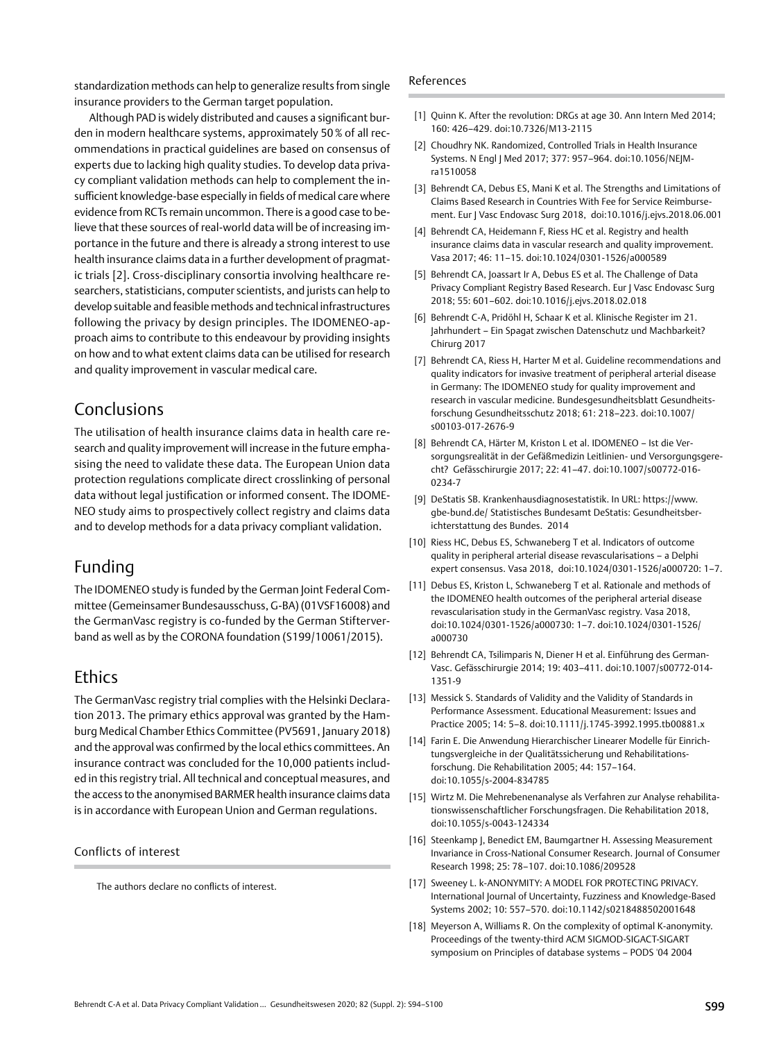standardization methods can help to generalize results from single insurance providers to the German target population.

Although PAD is widely distributed and causes a significant burden in modern healthcare systems, approximately 50 % of all recommendations in practical guidelines are based on consensus of experts due to lacking high quality studies. To develop data privacy compliant validation methods can help to complement the insufficient knowledge-base especially in fields of medical care where evidence from RCTs remain uncommon. There is a good case to believe that these sources of real-world data will be of increasing importance in the future and there is already a strong interest to use health insurance claims data in a further development of pragmatic trials [2]. Cross-disciplinary consortia involving healthcare researchers, statisticians, computer scientists, and jurists can help to develop suitable and feasible methods and technical infrastructures following the privacy by design principles. The IDOMENEO-approach aims to contribute to this endeavour by providing insights on how and to what extent claims data can be utilised for research and quality improvement in vascular medical care.

## Conclusions

The utilisation of health insurance claims data in health care research and quality improvement will increase in the future emphasising the need to validate these data. The European Union data protection regulations complicate direct crosslinking of personal data without legal justification or informed consent. The IDOMENEO study aims to prospectively collect registry and claims data and to develop methods for a data privacy compliant validation.

## Funding

The IDOMENEO study is funded by the German Joint Federal Committee (Gemeinsamer Bundesausschuss, G-BA) (01VSF16008) and the GermanVasc registry is co-funded by the German Stifterverband as well as by the CORONA foundation (S199/10061/2015).

## Ethics

The GermanVasc registry trial complies with the Helsinki Declaration 2013. The primary ethics approval was granted by the Hamburg Medical Chamber Ethics Committee (PV5691, January 2018) and the approval was confirmed by the local ethics committees. An insurance contract was concluded for the 10,000 patients included in this registry trial. All technical and conceptual measures, and the access to the anonymised BARMER health insurance claims data is in accordance with European Union and German regulations.

### Conflicts of interest

The authors declare no conflicts of interest.

### References

[1] Quinn K. After the revolution: DRGs at age 30. Ann Intern Med 2014; 160: 426–429. doi:10.7326/M13-2115

[2] Choudhry NK. Randomized, Controlled Trials in Health Insurance Systems. N Engl J Med 2017; 377: 957–964. doi:10.1056/NEJMra1510058

[3] Behrendt CA, Debus ES, Mani K et al. The Strengths and Limitations of Claims Based Research in Countries With Fee for Service Reimbursement. Eur J Vasc Endovasc Surg 2018, doi:10.1016/j.ejvs.2018.06.001

[4] Behrendt CA, Heidemann F, Riess HC et al. Registry and health insurance claims data in vascular research and quality improvement. Vasa 2017; 46: 11–15. doi:10.1024/0301-1526/a000589

[5] Behrendt CA, Joassart Ir A, Debus ES et al. The Challenge of Data Privacy Compliant Registry Based Research. Eur J Vasc Endovasc Surg 2018; 55: 601–602. doi:10.1016/j.ejvs.2018.02.018

[6] Behrendt C-A, Pridöhl H, Schaar K et al. Klinische Register im 21. Jahrhundert – Ein Spagat zwischen Datenschutz und Machbarkeit? Chirurg 2017

[7] Behrendt CA, Riess H, Harter M et al. Guideline recommendations and quality indicators for invasive treatment of peripheral arterial disease in Germany: The IDOMENEO study for quality improvement and research in vascular medicine. Bundesgesundheitsblatt Gesundheitsforschung Gesundheitsschutz 2018; 61: 218–223. doi:10.1007/s00103-017-2676-9

[8] Behrendt CA, Härter M, Kriston L et al. IDOMENEO – Ist die Versorgungsrealität in der Gefäßmedizin Leitlinien- und Versorgungsgerecht? Gefässchirurgie 2017; 22: 41–47. doi:10.1007/s00772-016-0234-7

[9] DeStatis SB. Krankenhausdiagnosestatistik. In URL: https://www.gbe-bund.de/ Statistisches Bundesamt DeStatis: Gesundheitsberichterstattung des Bundes. 2014

[10] Riess HC, Debus ES, Schwaneberg T et al. Indicators of outcome quality in peripheral arterial disease revascularisations – a Delphi expert consensus. Vasa 2018, doi:10.1024/0301-1526/a000720: 1–7.

[11] Debus ES, Kriston L, Schwaneberg T et al. Rationale and methods of the IDOMENEO health outcomes of the peripheral arterial disease revascularisation study in the GermanVasc registry. Vasa 2018, doi:10.1024/0301-1526/a000730: 1–7. doi:10.1024/0301-1526/a000730

[12] Behrendt CA, Tsilimparis N, Diener H et al. Einführung des GermanVasc. Gefässchirurgie 2014; 19: 403–411. doi:10.1007/s00772-014-1351-9

[13] Messick S. Standards of Validity and the Validity of Standards in Performance Assessment. Educational Measurement: Issues and Practice 2005; 14: 5–8. doi:10.1111/j.1745-3992.1995.tb00881.x

[14] Farin E. Die Anwendung Hierarchischer Linearer Modelle für Einrichtungsvergleiche in der Qualitätssicherung und Rehabilitationsforschung. Die Rehabilitation 2005; 44: 157–164. doi:10.1055/s-2004-834785

[15] Wirtz M. Die Mehrebenenanalyse als Verfahren zur Analyse rehabilitationswissenschaftlicher Forschungsfragen. Die Rehabilitation 2018, doi:10.1055/s-0043-124334

[16] Steenkamp J, Benedict EM, Baumgartner H. Assessing Measurement Invariance in Cross-National Consumer Research. Journal of Consumer Research 1998; 25: 78–107. doi:10.1086/209528

[17] Sweeney L. k-ANONYMITY: A MODEL FOR PROTECTING PRIVACY. International Journal of Uncertainty, Fuzziness and Knowledge-Based Systems 2002; 10: 557–570. doi:10.1142/s0218488502001648

[18] Meyerson A, Williams R. On the complexity of optimal K-anonymity. Proceedings of the twenty-third ACM SIGMOD-SIGACT-SIGART symposium on Principles of database systems – PODS '04 2004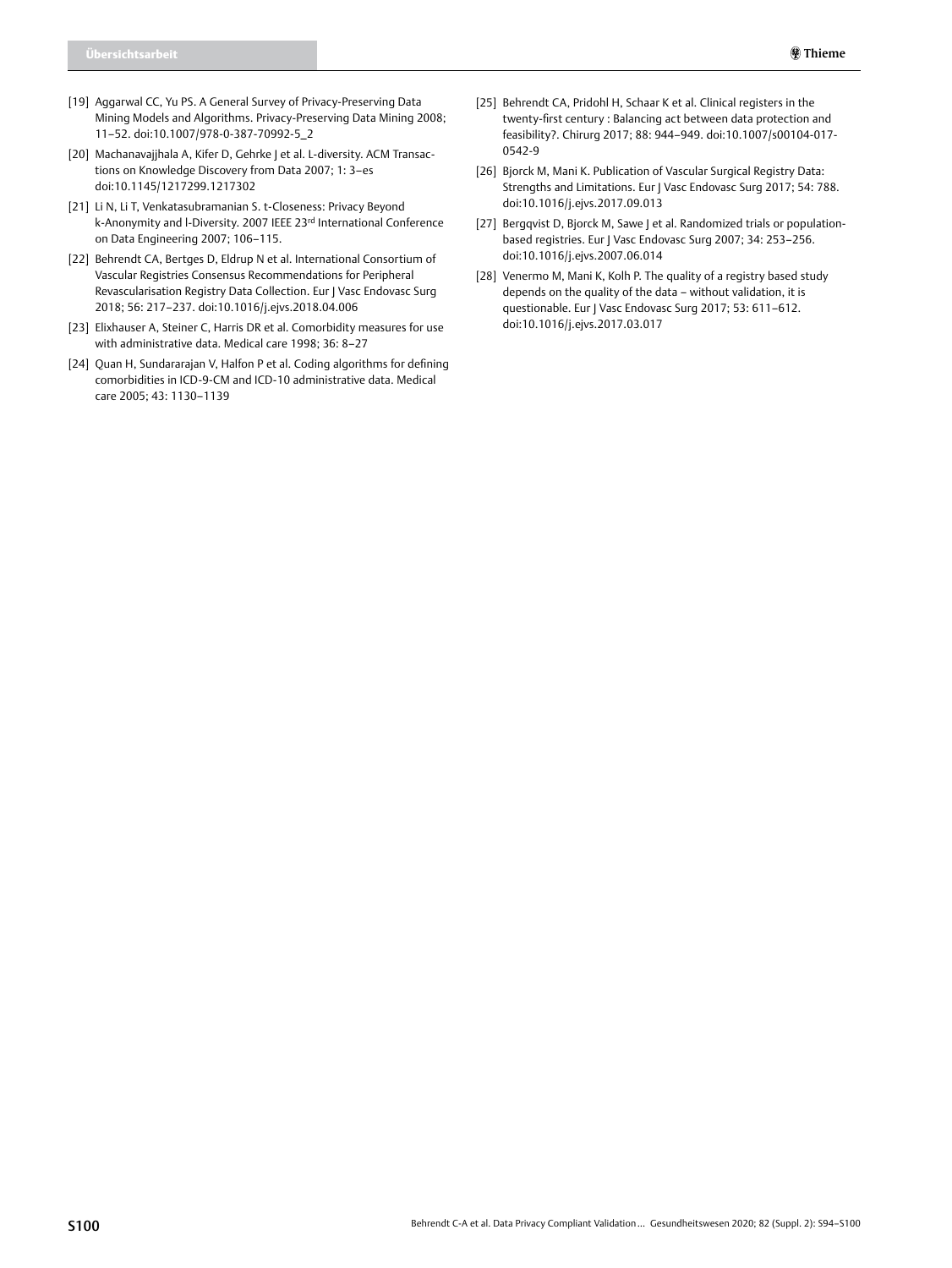[19] Aggarwal CC, Yu PS. A General Survey of Privacy-Preserving Data Mining Models and Algorithms. Privacy-Preserving Data Mining 2008; 11–52. doi:10.1007/978-0-387-70992-5_2

[20] Machanavajjhala A, Kifer D, Gehrke J et al. L-diversity. ACM Transactions on Knowledge Discovery from Data 2007; 1: 3–es doi:10.1145/1217299.1217302

[21] Li N, Li T, Venkatasubramanian S. t-Closeness: Privacy Beyond k-Anonymity and l-Diversity. 2007 IEEE 23rd International Conference on Data Engineering 2007; 106–115.

[22] Behrendt CA, Bertges D, Eldrup N et al. International Consortium of Vascular Registries Consensus Recommendations for Peripheral Revascularisation Registry Data Collection. Eur J Vasc Endovasc Surg 2018; 56: 217–237. doi:10.1016/j.ejvs.2018.04.006

[23] Elixhauser A, Steiner C, Harris DR et al. Comorbidity measures for use with administrative data. Medical care 1998; 36: 8–27

[24] Quan H, Sundararajan V, Halfon P et al. Coding algorithms for defining comorbidities in ICD-9-CM and ICD-10 administrative data. Medical care 2005; 43: 1130–1139

[25] Behrendt CA, Pridohl H, Schaar K et al. Clinical registers in the twenty-first century : Balancing act between data protection and feasibility?. Chirurg 2017; 88: 944–949. doi:10.1007/s00104-017-0542-9

[26] Bjorck M, Mani K. Publication of Vascular Surgical Registry Data: Strengths and Limitations. Eur J Vasc Endovasc Surg 2017; 54: 788. doi:10.1016/j.ejvs.2017.09.013

[27] Bergqvist D, Bjorck M, Sawe J et al. Randomized trials or population-based registries. Eur J Vasc Endovasc Surg 2007; 34: 253–256. doi:10.1016/j.ejvs.2007.06.014

[28] Venermo M, Mani K, Kolh P. The quality of a registry based study depends on the quality of the data – without validation, it is questionable. Eur J Vasc Endovasc Surg 2017; 53: 611–612. doi:10.1016/j.ejvs.2017.03.017